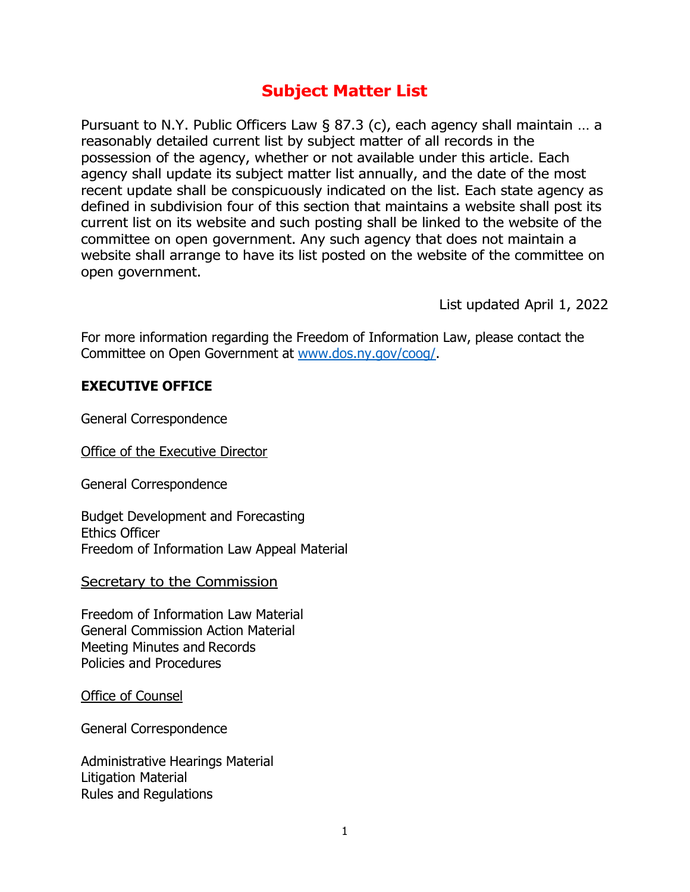# Subject Matter List

Pursuant to N.Y. Public Officers Law § 87.3 (c), each agency shall maintain … a reasonably detailed current list by subject matter of all records in the possession of the agency, whether or not available under this article. Each agency shall update its subject matter list annually, and the date of the most recent update shall be conspicuously indicated on the list. Each state agency as defined in subdivision four of this section that maintains a website shall post its current list on its website and such posting shall be linked to the website of the committee on open government. Any such agency that does not maintain a website shall arrange to have its list posted on the website of the committee on open government.

List updated April 1, 2022

For more information regarding the Freedom of Information Law, please contact the Committee on Open Government at [www.dos.ny.gov/coog/](www.dos.ny.gov/coog/).

## EXECUTIVE OFFICE

General Correspondence

Office of the Executive Director

General Correspondence

Budget Development and Forecasting
Ethics Officer
Freedom of Information Law Appeal Material

Secretary to the Commission

Freedom of Information Law Material
General Commission Action Material
Meeting Minutes and Records
Policies and Procedures

Office of Counsel

General Correspondence

Administrative Hearings Material
Litigation Material
Rules and Regulations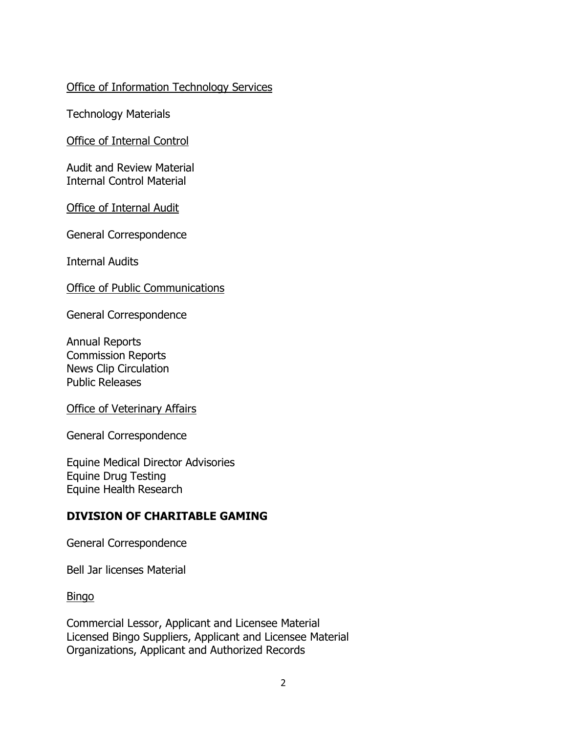<u>Office of Information Technology Services</u>

Technology Materials

<u>Office of Internal Control</u>

Audit and Review Material
Internal Control Material

<u>Office of Internal Audit</u>

General Correspondence

Internal Audits

<u>Office of Public Communications</u>

General Correspondence

Annual Reports
Commission Reports
News Clip Circulation
Public Releases

<u>Office of Veterinary Affairs</u>

General Correspondence

Equine Medical Director Advisories
Equine Drug Testing
Equine Health Research

**DIVISION OF CHARITABLE GAMING**

General Correspondence

Bell Jar licenses Material

<u>Bingo</u>

Commercial Lessor, Applicant and Licensee Material
Licensed Bingo Suppliers, Applicant and Licensee Material
Organizations, Applicant and Authorized Records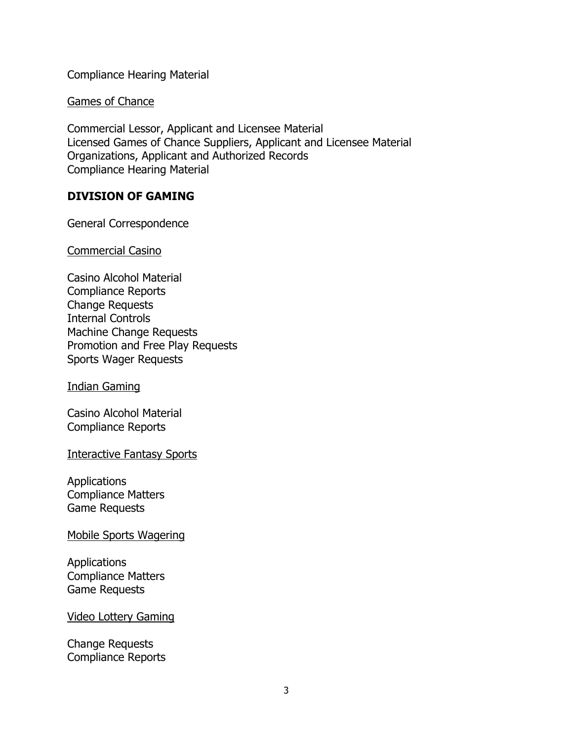Compliance Hearing Material

<u>Games of Chance</u>

Commercial Lessor, Applicant and Licensee Material
Licensed Games of Chance Suppliers, Applicant and Licensee Material
Organizations, Applicant and Authorized Records
Compliance Hearing Material

**DIVISION OF GAMING**

General Correspondence

<u>Commercial Casino</u>

Casino Alcohol Material
Compliance Reports
Change Requests
Internal Controls
Machine Change Requests
Promotion and Free Play Requests
Sports Wager Requests

<u>Indian Gaming</u>

Casino Alcohol Material
Compliance Reports

<u>Interactive Fantasy Sports</u>

Applications
Compliance Matters
Game Requests

<u>Mobile Sports Wagering</u>

Applications
Compliance Matters
Game Requests

<u>Video Lottery Gaming</u>

Change Requests
Compliance Reports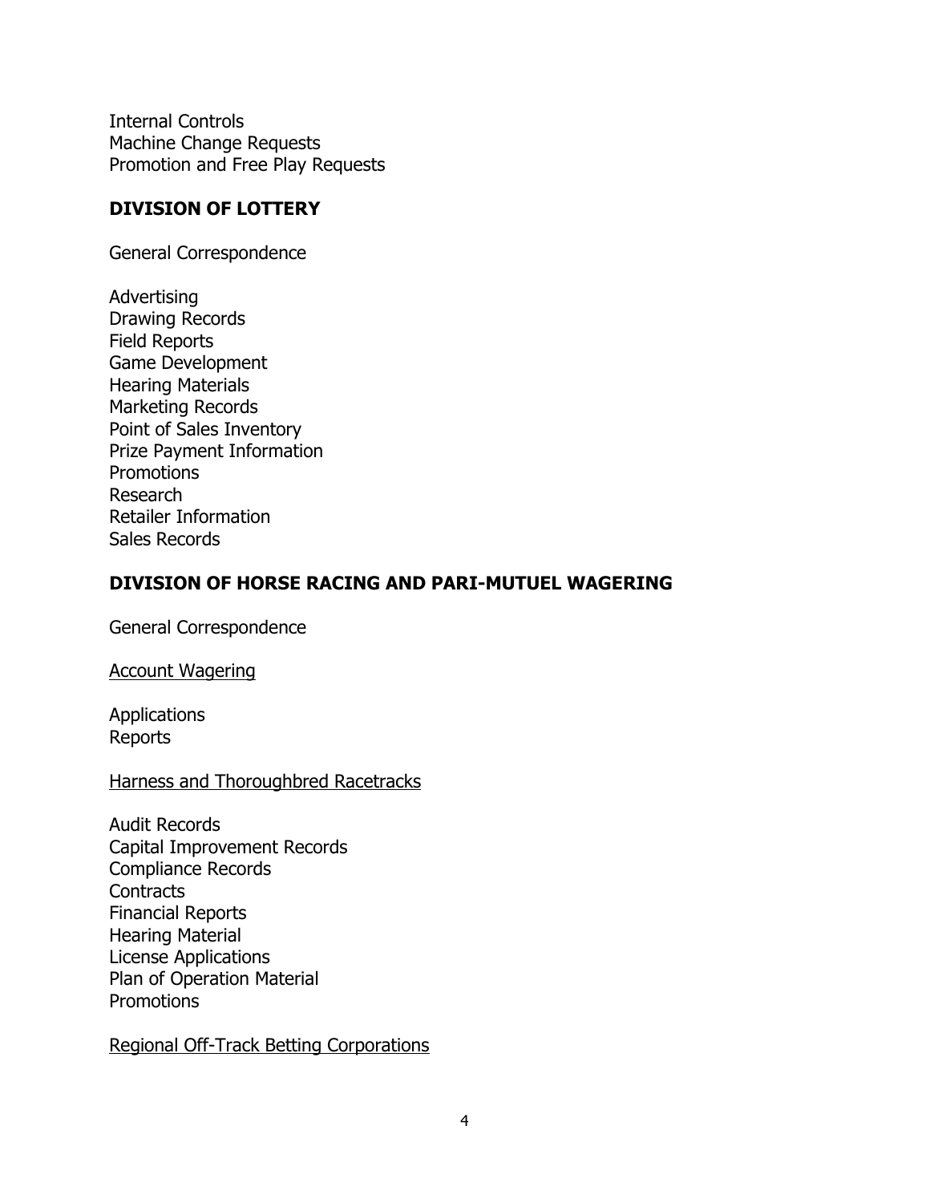Internal Controls
Machine Change Requests
Promotion and Free Play Requests

## DIVISION OF LOTTERY

General Correspondence

Advertising
Drawing Records
Field Reports
Game Development
Hearing Materials
Marketing Records
Point of Sales Inventory
Prize Payment Information
Promotions
Research
Retailer Information
Sales Records

## DIVISION OF HORSE RACING AND PARI-MUTUEL WAGERING

General Correspondence

<u>Account Wagering</u>

Applications
Reports

<u>Harness and Thoroughbred Racetracks</u>

Audit Records
Capital Improvement Records
Compliance Records
Contracts
Financial Reports
Hearing Material
License Applications
Plan of Operation Material
Promotions

<u>Regional Off-Track Betting Corporations</u>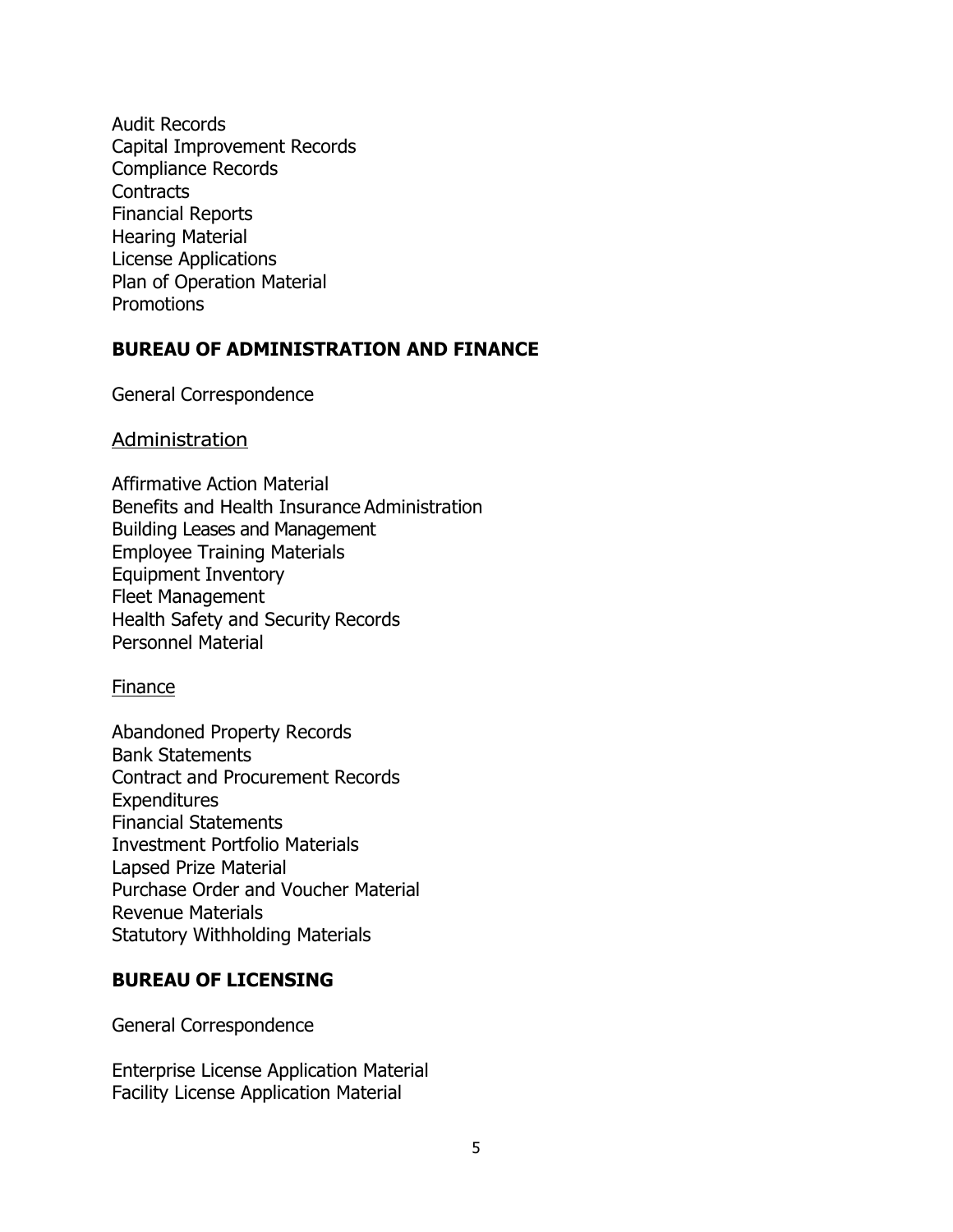Audit Records
Capital Improvement Records
Compliance Records
Contracts
Financial Reports
Hearing Material
License Applications
Plan of Operation Material
Promotions

## BUREAU OF ADMINISTRATION AND FINANCE

General Correspondence

### Administration

Affirmative Action Material
Benefits and Health Insurance Administration
Building Leases and Management
Employee Training Materials
Equipment Inventory
Fleet Management
Health Safety and Security Records
Personnel Material

### Finance

Abandoned Property Records
Bank Statements
Contract and Procurement Records
Expenditures
Financial Statements
Investment Portfolio Materials
Lapsed Prize Material
Purchase Order and Voucher Material
Revenue Materials
Statutory Withholding Materials

## BUREAU OF LICENSING

General Correspondence

Enterprise License Application Material
Facility License Application Material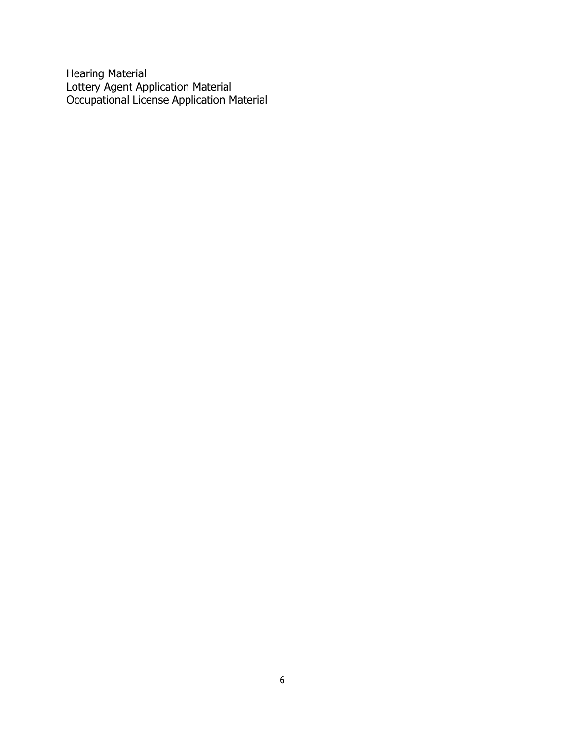Hearing Material
Lottery Agent Application Material
Occupational License Application Material